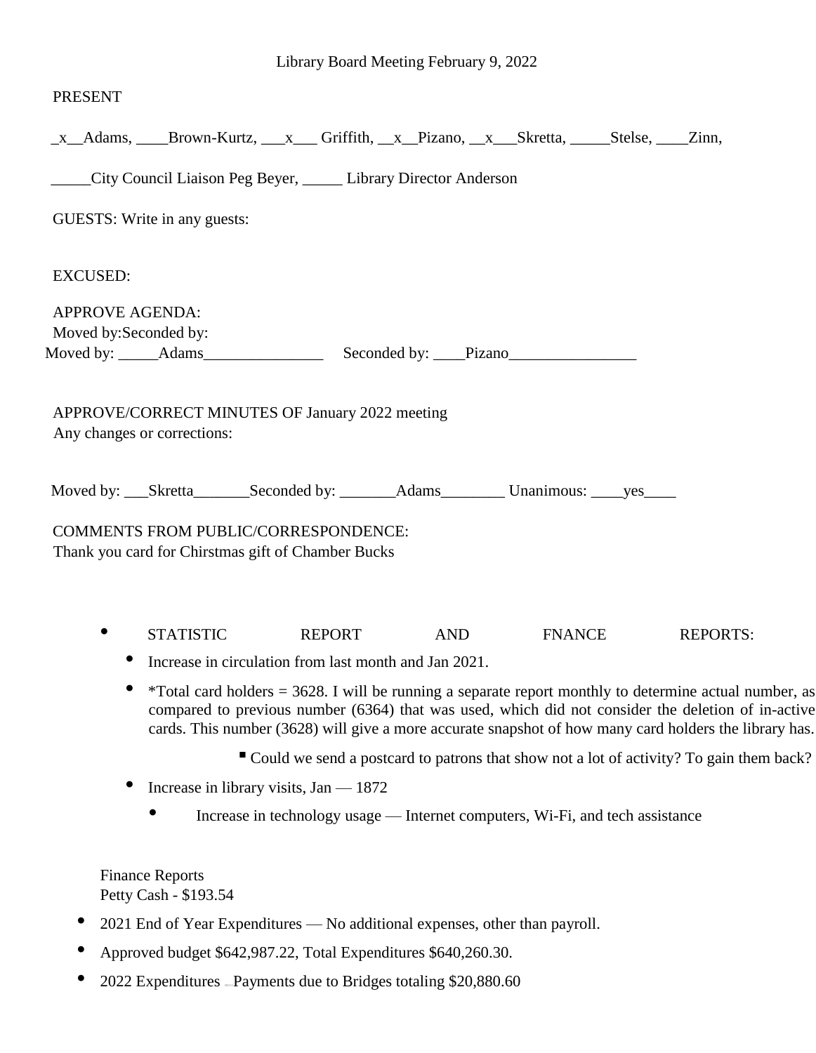Library Board Meeting February 9, 2022

PRESENT

_x__Adams, ____Brown-Kurtz, ___x___ Griffith, __x__Pizano, __x___Skretta, _____Stelse, ____Zinn,

_____City Council Liaison Peg Beyer, _____ Library Director Anderson

GUESTS: Write in any guests:

EXCUSED:

APPROVE AGENDA:
Moved by:Seconded by:
Moved by: _____Adams_______________ Seconded by: ____Pizano________________

APPROVE/CORRECT MINUTES OF January 2022 meeting
Any changes or corrections:

Moved by: ___Skretta_______Seconded by: _______Adams________ Unanimous: ____yes____

COMMENTS FROM PUBLIC/CORRESPONDENCE:
Thank you card for Chirstmas gift of Chamber Bucks

- STATISTIC REPORT AND FNANCE REPORTS:
  - Increase in circulation from last month and Jan 2021.
  - *Total card holders = 3628. I will be running a separate report monthly to determine actual number, as compared to previous number (6364) that was used, which did not consider the deletion of in-active cards. This number (3628) will give a more accurate snapshot of how many card holders the library has.
    - Could we send a postcard to patrons that show not a lot of activity? To gain them back?
  - Increase in library visits, Jan — 1872
    - Increase in technology usage — Internet computers, Wi-Fi, and tech assistance

Finance Reports
Petty Cash - $193.54

- 2021 End of Year Expenditures — No additional expenses, other than payroll.
- Approved budget $642,987.22, Total Expenditures $640,260.30.
- 2022 Expenditures Payments due to Bridges totaling $20,880.60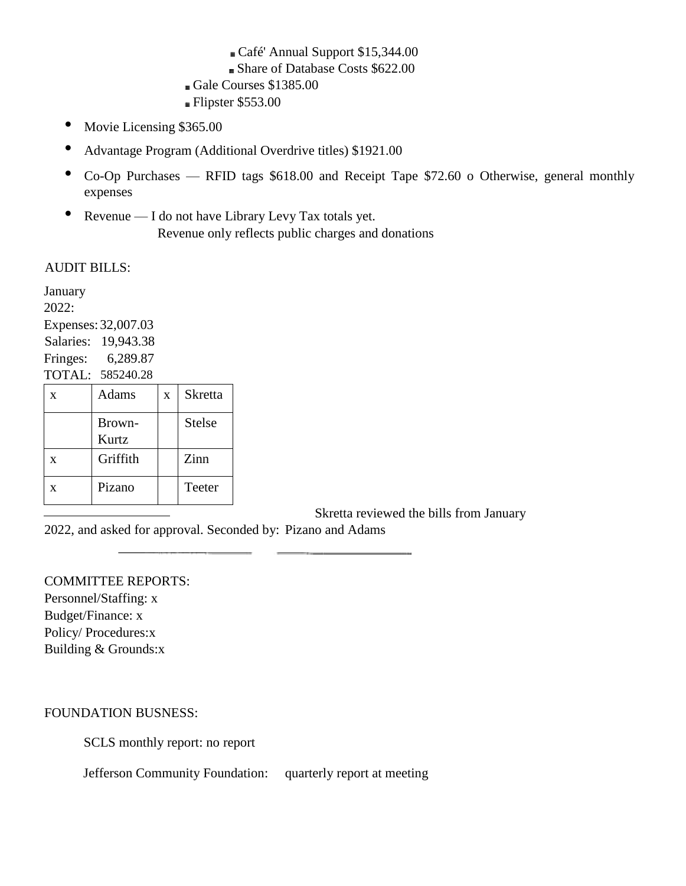- Café' Annual Support $15,344.00
        - Share of Database Costs $622.00
    - Gale Courses $1385.00
    - Flipster $553.00

- Movie Licensing $365.00
- Advantage Program (Additional Overdrive titles) $1921.00
- Co-Op Purchases — RFID tags $618.00 and Receipt Tape $72.60 o Otherwise, general monthly expenses
- Revenue — I do not have Library Levy Tax totals yet.
  Revenue only reflects public charges and donations

AUDIT BILLS:

January 2022:
Expenses: 32,007.03
Salaries: 19,943.38
Fringes: 6,289.87
TOTAL: 585240.28

| x | Adams | x | Skretta |
|---|---|---|---|
| | Brown-Kurtz | | Stelse |
| x | Griffith | | Zinn |
| x | Pizano | | Teeter |

Skretta reviewed the bills from January 2022, and asked for approval. Seconded by: Pizano and Adams

COMMITTEE REPORTS:
Personnel/Staffing: x
Budget/Finance: x
Policy/ Procedures:x
Building & Grounds:x

FOUNDATION BUSNESS:

SCLS monthly report: no report

Jefferson Community Foundation: quarterly report at meeting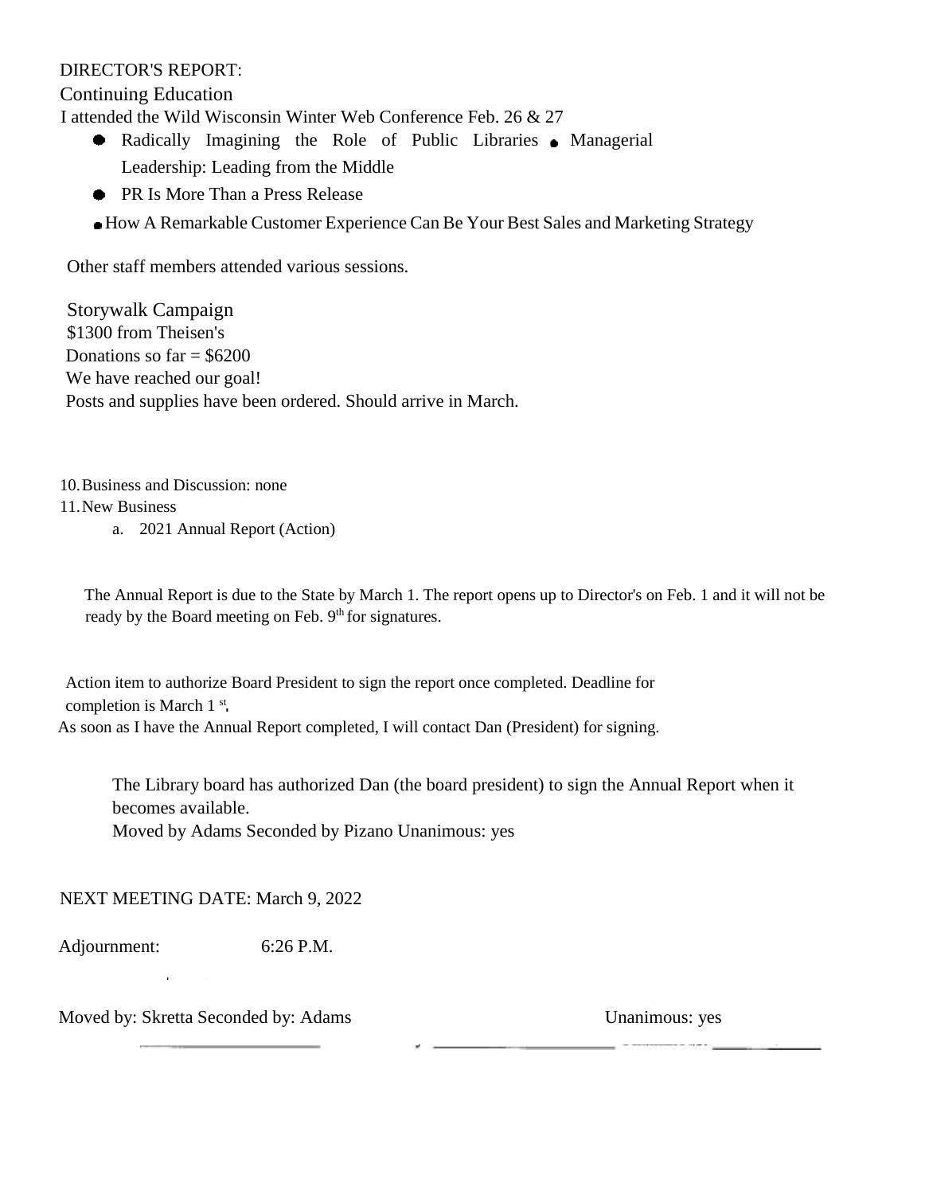DIRECTOR'S REPORT:

Continuing Education

I attended the Wild Wisconsin Winter Web Conference Feb. 26 & 27

- Radically Imagining the Role of Public Libraries
- Managerial Leadership: Leading from the Middle
- PR Is More Than a Press Release
- How A Remarkable Customer Experience Can Be Your Best Sales and Marketing Strategy

Other staff members attended various sessions.

Storywalk Campaign

$1300 from Theisen's

Donations so far = $6200

We have reached our goal!

Posts and supplies have been ordered. Should arrive in March.

10. Business and Discussion: none
11. New Business
    a. 2021 Annual Report (Action)

The Annual Report is due to the State by March 1. The report opens up to Director's on Feb. 1 and it will not be ready by the Board meeting on Feb. 9th for signatures.

Action item to authorize Board President to sign the report once completed. Deadline for completion is March 1st.

As soon as I have the Annual Report completed, I will contact Dan (President) for signing.

The Library board has authorized Dan (the board president) to sign the Annual Report when it becomes available.

Moved by Adams Seconded by Pizano Unanimous: yes

NEXT MEETING DATE: March 9, 2022

Adjournment: 6:26 P.M.

Moved by: Skretta Seconded by: Adams Unanimous: yes